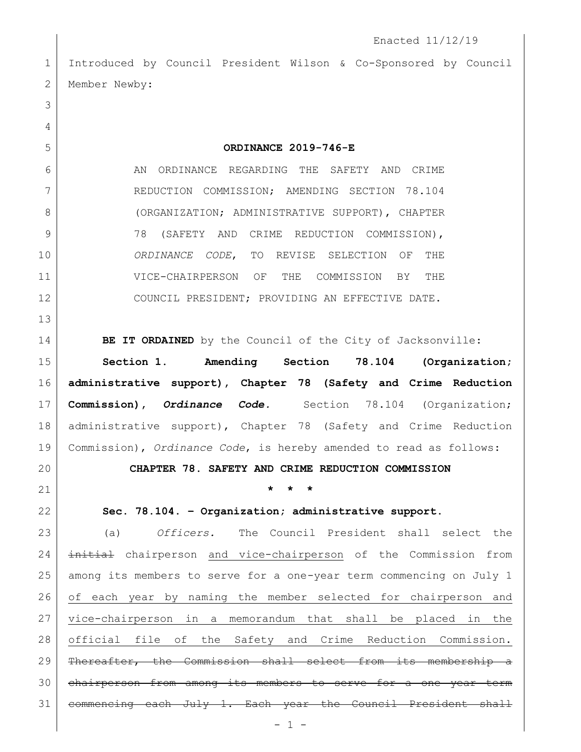Enacted 11/12/19

Introduced by Council President Wilson & Co-Sponsored by Council Member Newby:

**ORDINANCE 2019-746-E**

AN ORDINANCE REGARDING THE SAFETY AND CRIME REDUCTION COMMISSION; AMENDING SECTION 78.104 (ORGANIZATION; ADMINISTRATIVE SUPPORT), CHAPTER 78 (SAFETY AND CRIME REDUCTION COMMISSION), *ORDINANCE CODE*, TO REVISE SELECTION OF THE VICE-CHAIRPERSON OF THE COMMISSION BY THE COUNCIL PRESIDENT; PROVIDING AN EFFECTIVE DATE.

**BE IT ORDAINED** by the Council of the City of Jacksonville:

**Section 1. Amending Section 78.104 (Organization; administrative support), Chapter 78 (Safety and Crime Reduction Commission), *Ordinance Code*.** Section 78.104 (Organization; administrative support), Chapter 78 (Safety and Crime Reduction Commission), *Ordinance Code*, is hereby amended to read as follows:

**CHAPTER 78. SAFETY AND CRIME REDUCTION COMMISSION**

**\* \* \***

**Sec. 78.104. – Organization; administrative support.**

(a) *Officers.* The Council President shall select the ~~initial~~ chairperson <u>and vice-chairperson</u> of the Commission from among its members to serve for a one-year term commencing on July 1 <u>of each year by naming the member selected for chairperson and vice-chairperson in a memorandum that shall be placed in the official file of the Safety and Crime Reduction Commission.</u> ~~Thereafter, the Commission shall select from its membership a chairperson from among its members to serve for a one year term commencing each July 1. Each year the Council President shall~~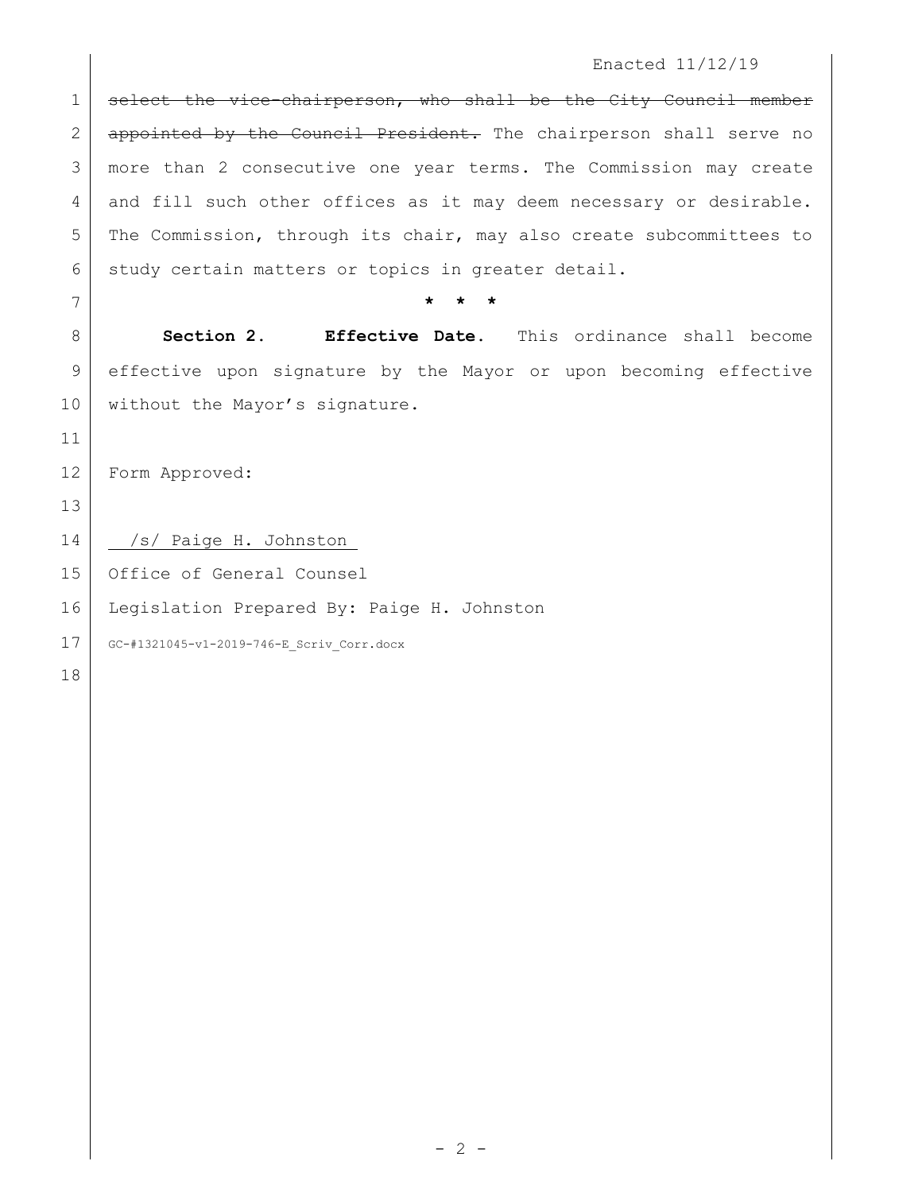Enacted 11/12/19

~~select the vice-chairperson, who shall be the City Council member appointed by the Council President.~~ The chairperson shall serve no more than 2 consecutive one year terms. The Commission may create and fill such other offices as it may deem necessary or desirable. The Commission, through its chair, may also create subcommittees to study certain matters or topics in greater detail.

\* \* \*

**Section 2. Effective Date.** This ordinance shall become effective upon signature by the Mayor or upon becoming effective without the Mayor's signature.

Form Approved:

/s/ Paige H. Johnston

Office of General Counsel

Legislation Prepared By: Paige H. Johnston

GC-#1321045-v1-2019-746-E_Scriv_Corr.docx